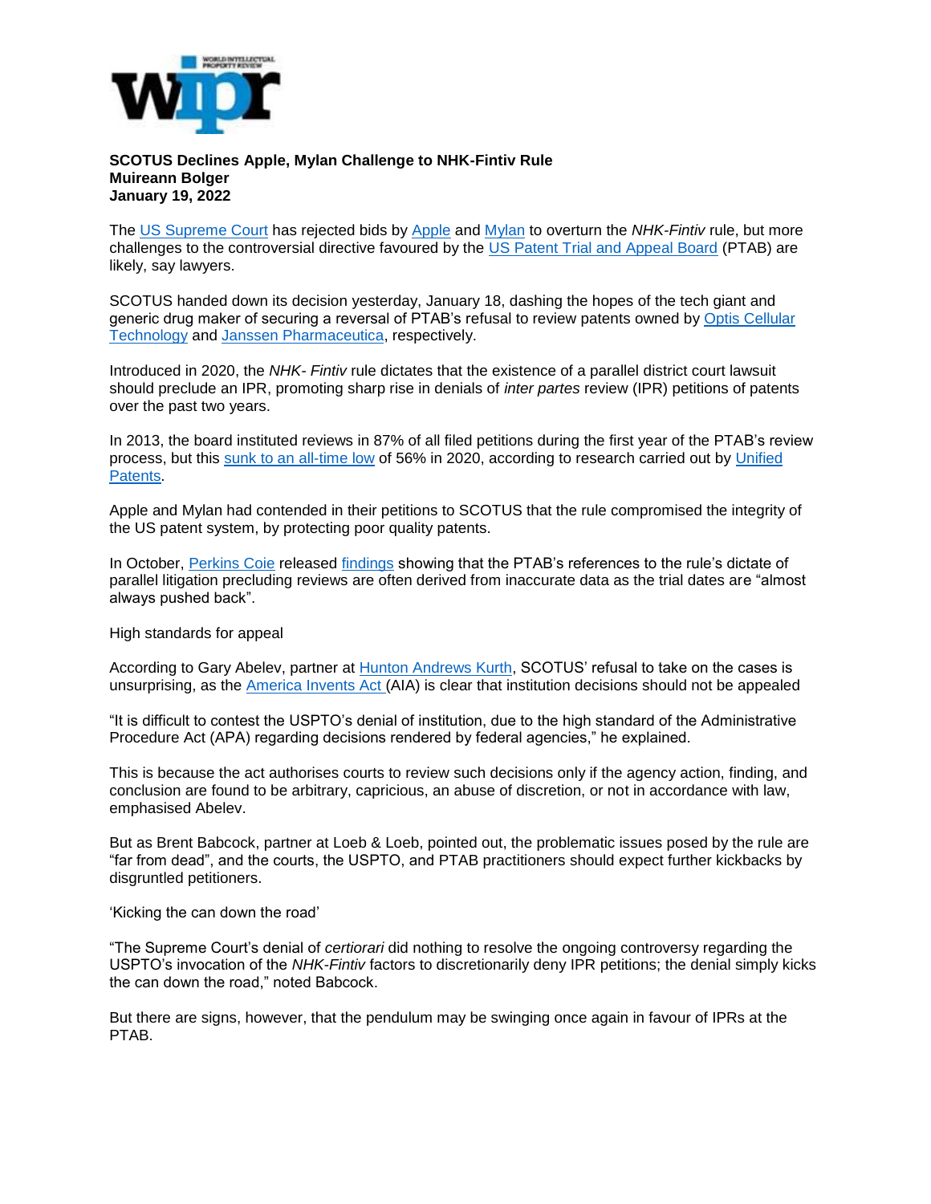**SCOTUS Declines Apple, Mylan Challenge to NHK-Fintiv Rule**
**Muireann Bolger**
**January 19, 2022**

The US Supreme Court has rejected bids by Apple and Mylan to overturn the *NHK-Fintiv* rule, but more challenges to the controversial directive favoured by the US Patent Trial and Appeal Board (PTAB) are likely, say lawyers.

SCOTUS handed down its decision yesterday, January 18, dashing the hopes of the tech giant and generic drug maker of securing a reversal of PTAB's refusal to review patents owned by Optis Cellular Technology and Janssen Pharmaceutica, respectively.

Introduced in 2020, the *NHK- Fintiv* rule dictates that the existence of a parallel district court lawsuit should preclude an IPR, promoting sharp rise in denials of *inter partes* review (IPR) petitions of patents over the past two years.

In 2013, the board instituted reviews in 87% of all filed petitions during the first year of the PTAB's review process, but this sunk to an all-time low of 56% in 2020, according to research carried out by Unified Patents.

Apple and Mylan had contended in their petitions to SCOTUS that the rule compromised the integrity of the US patent system, by protecting poor quality patents.

In October, Perkins Coie released findings showing that the PTAB's references to the rule's dictate of parallel litigation precluding reviews are often derived from inaccurate data as the trial dates are "almost always pushed back".

High standards for appeal

According to Gary Abelev, partner at Hunton Andrews Kurth, SCOTUS' refusal to take on the cases is unsurprising, as the America Invents Act (AIA) is clear that institution decisions should not be appealed

"It is difficult to contest the USPTO's denial of institution, due to the high standard of the Administrative Procedure Act (APA) regarding decisions rendered by federal agencies," he explained.

This is because the act authorises courts to review such decisions only if the agency action, finding, and conclusion are found to be arbitrary, capricious, an abuse of discretion, or not in accordance with law, emphasised Abelev.

But as Brent Babcock, partner at Loeb & Loeb, pointed out, the problematic issues posed by the rule are "far from dead", and the courts, the USPTO, and PTAB practitioners should expect further kickbacks by disgruntled petitioners.

'Kicking the can down the road'

"The Supreme Court's denial of *certiorari* did nothing to resolve the ongoing controversy regarding the USPTO's invocation of the *NHK-Fintiv* factors to discretionarily deny IPR petitions; the denial simply kicks the can down the road," noted Babcock.

But there are signs, however, that the pendulum may be swinging once again in favour of IPRs at the PTAB.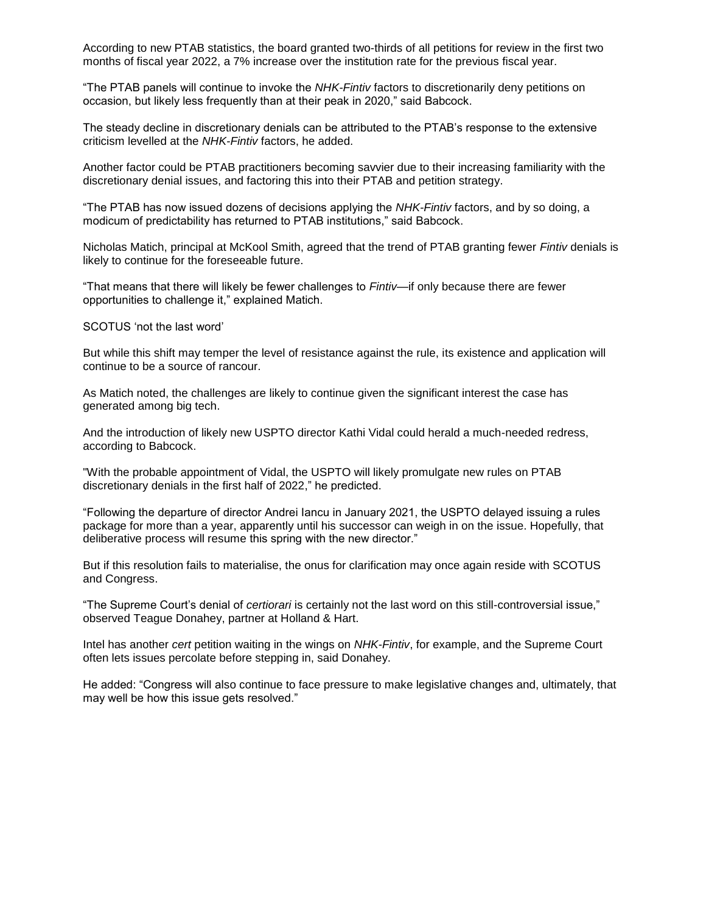According to new PTAB statistics, the board granted two-thirds of all petitions for review in the first two months of fiscal year 2022, a 7% increase over the institution rate for the previous fiscal year.

“The PTAB panels will continue to invoke the *NHK-Fintiv* factors to discretionarily deny petitions on occasion, but likely less frequently than at their peak in 2020,” said Babcock.

The steady decline in discretionary denials can be attributed to the PTAB’s response to the extensive criticism levelled at the *NHK-Fintiv* factors, he added.

Another factor could be PTAB practitioners becoming savvier due to their increasing familiarity with the discretionary denial issues, and factoring this into their PTAB and petition strategy.

“The PTAB has now issued dozens of decisions applying the *NHK-Fintiv* factors, and by so doing, a modicum of predictability has returned to PTAB institutions,” said Babcock.

Nicholas Matich, principal at McKool Smith, agreed that the trend of PTAB granting fewer *Fintiv* denials is likely to continue for the foreseeable future.

“That means that there will likely be fewer challenges to *Fintiv*—if only because there are fewer opportunities to challenge it,” explained Matich.

SCOTUS ‘not the last word’

But while this shift may temper the level of resistance against the rule, its existence and application will continue to be a source of rancour.

As Matich noted, the challenges are likely to continue given the significant interest the case has generated among big tech.

And the introduction of likely new USPTO director Kathi Vidal could herald a much-needed redress, according to Babcock.

"With the probable appointment of Vidal, the USPTO will likely promulgate new rules on PTAB discretionary denials in the first half of 2022,” he predicted.

“Following the departure of director Andrei Iancu in January 2021, the USPTO delayed issuing a rules package for more than a year, apparently until his successor can weigh in on the issue. Hopefully, that deliberative process will resume this spring with the new director.”

But if this resolution fails to materialise, the onus for clarification may once again reside with SCOTUS and Congress.

“The Supreme Court’s denial of *certiorari* is certainly not the last word on this still-controversial issue,” observed Teague Donahey, partner at Holland & Hart.

Intel has another *cert* petition waiting in the wings on *NHK-Fintiv*, for example, and the Supreme Court often lets issues percolate before stepping in, said Donahey.

He added: “Congress will also continue to face pressure to make legislative changes and, ultimately, that may well be how this issue gets resolved.”